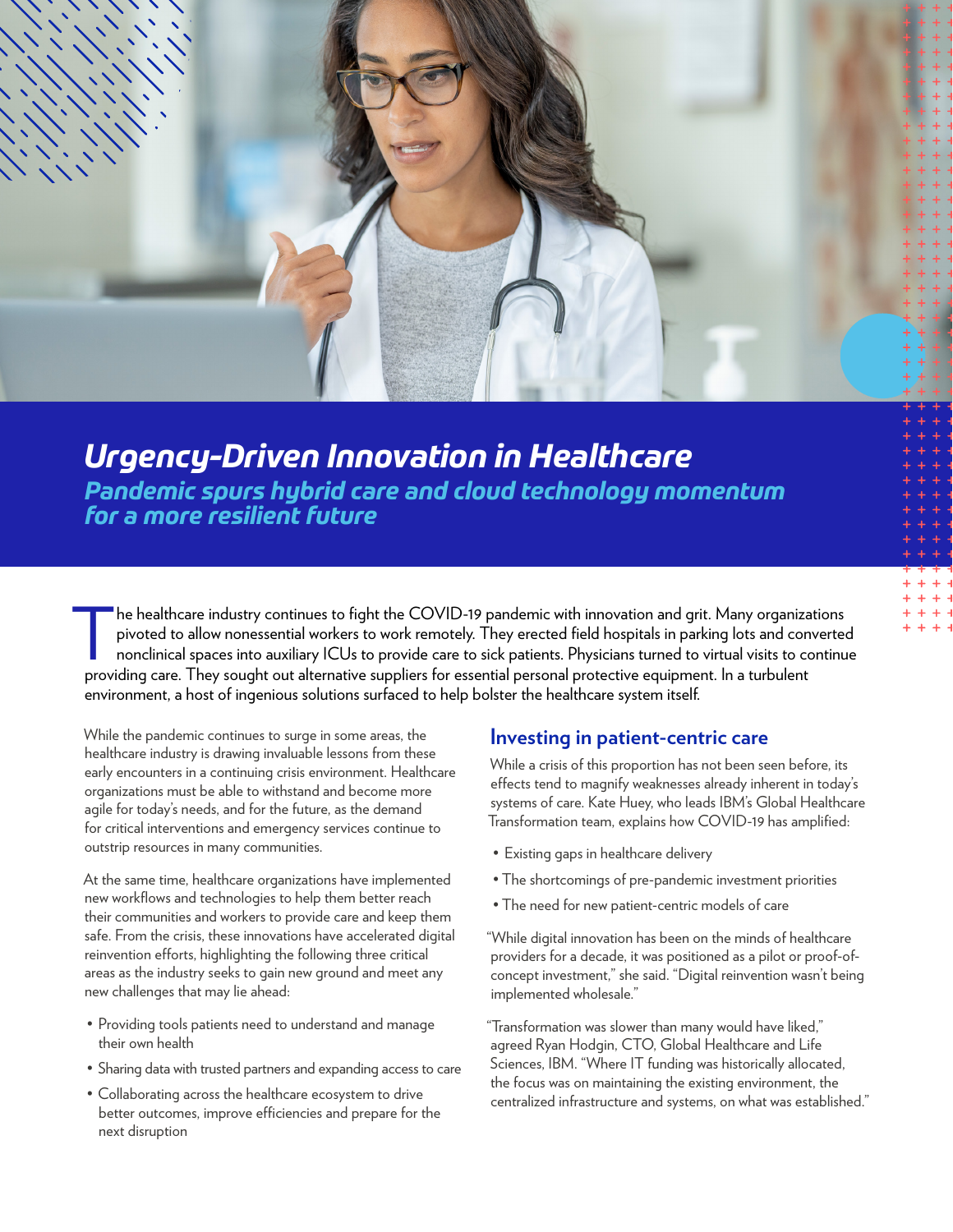# Urgency-Driven Innovation in Healthcare

## Pandemic spurs hybrid care and cloud technology momentum for a more resilient future

The healthcare industry continues to fight the COVID-19 pandemic with innovation and grit. Many organizations pivoted to allow nonessential workers to work remotely. They erected field hospitals in parking lots and converted nonclinical spaces into auxiliary ICUs to provide care to sick patients. Physicians turned to virtual visits to continue providing care. They sought out alternative suppliers for essential personal protective equipment. In a turbulent environment, a host of ingenious solutions surfaced to help bolster the healthcare system itself.

While the pandemic continues to surge in some areas, the healthcare industry is drawing invaluable lessons from these early encounters in a continuing crisis environment. Healthcare organizations must be able to withstand and become more agile for today's needs, and for the future, as the demand for critical interventions and emergency services continue to outstrip resources in many communities.

At the same time, healthcare organizations have implemented new workflows and technologies to help them better reach their communities and workers to provide care and keep them safe. From the crisis, these innovations have accelerated digital reinvention efforts, highlighting the following three critical areas as the industry seeks to gain new ground and meet any new challenges that may lie ahead:

- Providing tools patients need to understand and manage their own health
- Sharing data with trusted partners and expanding access to care
- Collaborating across the healthcare ecosystem to drive better outcomes, improve efficiencies and prepare for the next disruption

### Investing in patient-centric care

While a crisis of this proportion has not been seen before, its effects tend to magnify weaknesses already inherent in today's systems of care. Kate Huey, who leads IBM's Global Healthcare Transformation team, explains how COVID-19 has amplified:

- Existing gaps in healthcare delivery
- The shortcomings of pre-pandemic investment priorities
- The need for new patient-centric models of care

"While digital innovation has been on the minds of healthcare providers for a decade, it was positioned as a pilot or proof-of-concept investment," she said. "Digital reinvention wasn't being implemented wholesale."

"Transformation was slower than many would have liked," agreed Ryan Hodgin, CTO, Global Healthcare and Life Sciences, IBM. "Where IT funding was historically allocated, the focus was on maintaining the existing environment, the centralized infrastructure and systems, on what was established."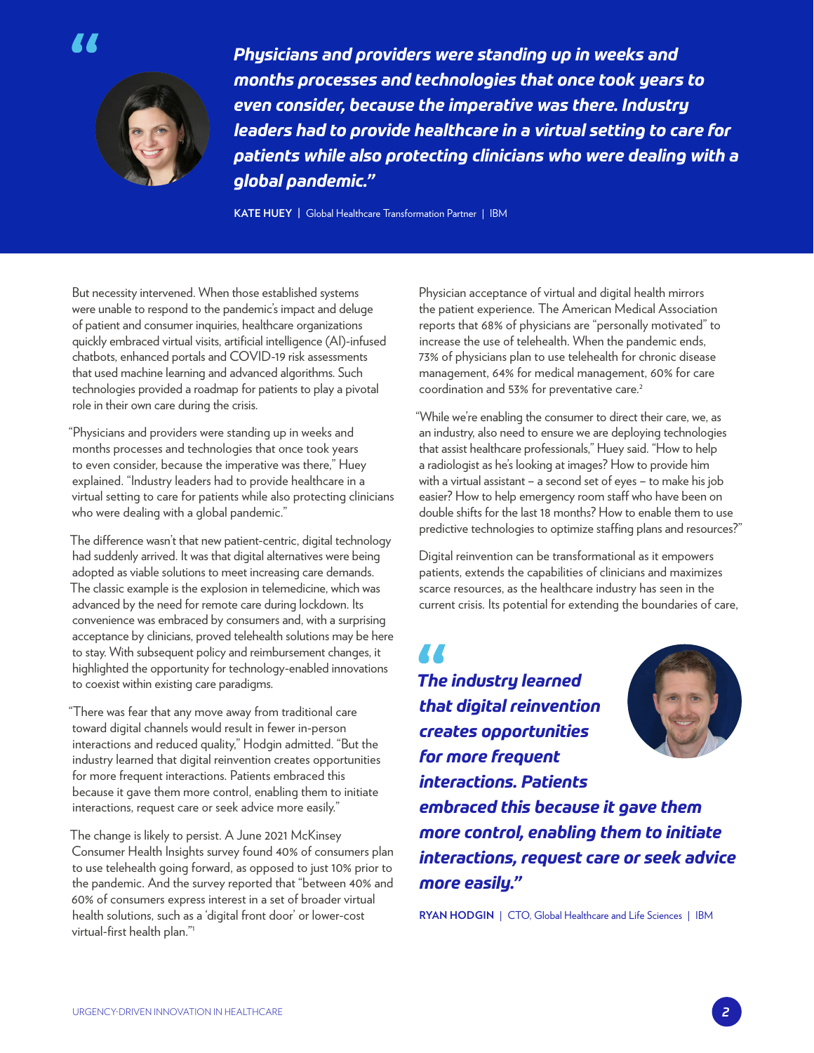> ***Physicians and providers were standing up in weeks and months processes and technologies that once took years to even consider, because the imperative was there. Industry leaders had to provide healthcare in a virtual setting to care for patients while also protecting clinicians who were dealing with a global pandemic."***
>
> **KATE HUEY** | Global Healthcare Transformation Partner | IBM

But necessity intervened. When those established systems were unable to respond to the pandemic's impact and deluge of patient and consumer inquiries, healthcare organizations quickly embraced virtual visits, artificial intelligence (AI)-infused chatbots, enhanced portals and COVID-19 risk assessments that used machine learning and advanced algorithms. Such technologies provided a roadmap for patients to play a pivotal role in their own care during the crisis.

"Physicians and providers were standing up in weeks and months processes and technologies that once took years to even consider, because the imperative was there," Huey explained. "Industry leaders had to provide healthcare in a virtual setting to care for patients while also protecting clinicians who were dealing with a global pandemic."

The difference wasn't that new patient-centric, digital technology had suddenly arrived. It was that digital alternatives were being adopted as viable solutions to meet increasing care demands. The classic example is the explosion in telemedicine, which was advanced by the need for remote care during lockdown. Its convenience was embraced by consumers and, with a surprising acceptance by clinicians, proved telehealth solutions may be here to stay. With subsequent policy and reimbursement changes, it highlighted the opportunity for technology-enabled innovations to coexist within existing care paradigms.

"There was fear that any move away from traditional care toward digital channels would result in fewer in-person interactions and reduced quality," Hodgin admitted. "But the industry learned that digital reinvention creates opportunities for more frequent interactions. Patients embraced this because it gave them more control, enabling them to initiate interactions, request care or seek advice more easily."

The change is likely to persist. A June 2021 McKinsey Consumer Health Insights survey found 40% of consumers plan to use telehealth going forward, as opposed to just 10% prior to the pandemic. And the survey reported that "between 40% and 60% of consumers express interest in a set of broader virtual health solutions, such as a 'digital front door' or lower-cost virtual-first health plan."[1]

Physician acceptance of virtual and digital health mirrors the patient experience. The American Medical Association reports that 68% of physicians are "personally motivated" to increase the use of telehealth. When the pandemic ends, 73% of physicians plan to use telehealth for chronic disease management, 64% for medical management, 60% for care coordination and 53% for preventative care.[2]

"While we're enabling the consumer to direct their care, we, as an industry, also need to ensure we are deploying technologies that assist healthcare professionals," Huey said. "How to help a radiologist as he's looking at images? How to provide him with a virtual assistant – a second set of eyes – to make his job easier? How to help emergency room staff who have been on double shifts for the last 18 months? How to enable them to use predictive technologies to optimize staffing plans and resources?"

Digital reinvention can be transformational as it empowers patients, extends the capabilities of clinicians and maximizes scarce resources, as the healthcare industry has seen in the current crisis. Its potential for extending the boundaries of care,

> ***The industry learned that digital reinvention creates opportunities for more frequent interactions. Patients embraced this because it gave them more control, enabling them to initiate interactions, request care or seek advice more easily."***
>
> **RYAN HODGIN** | CTO, Global Healthcare and Life Sciences | IBM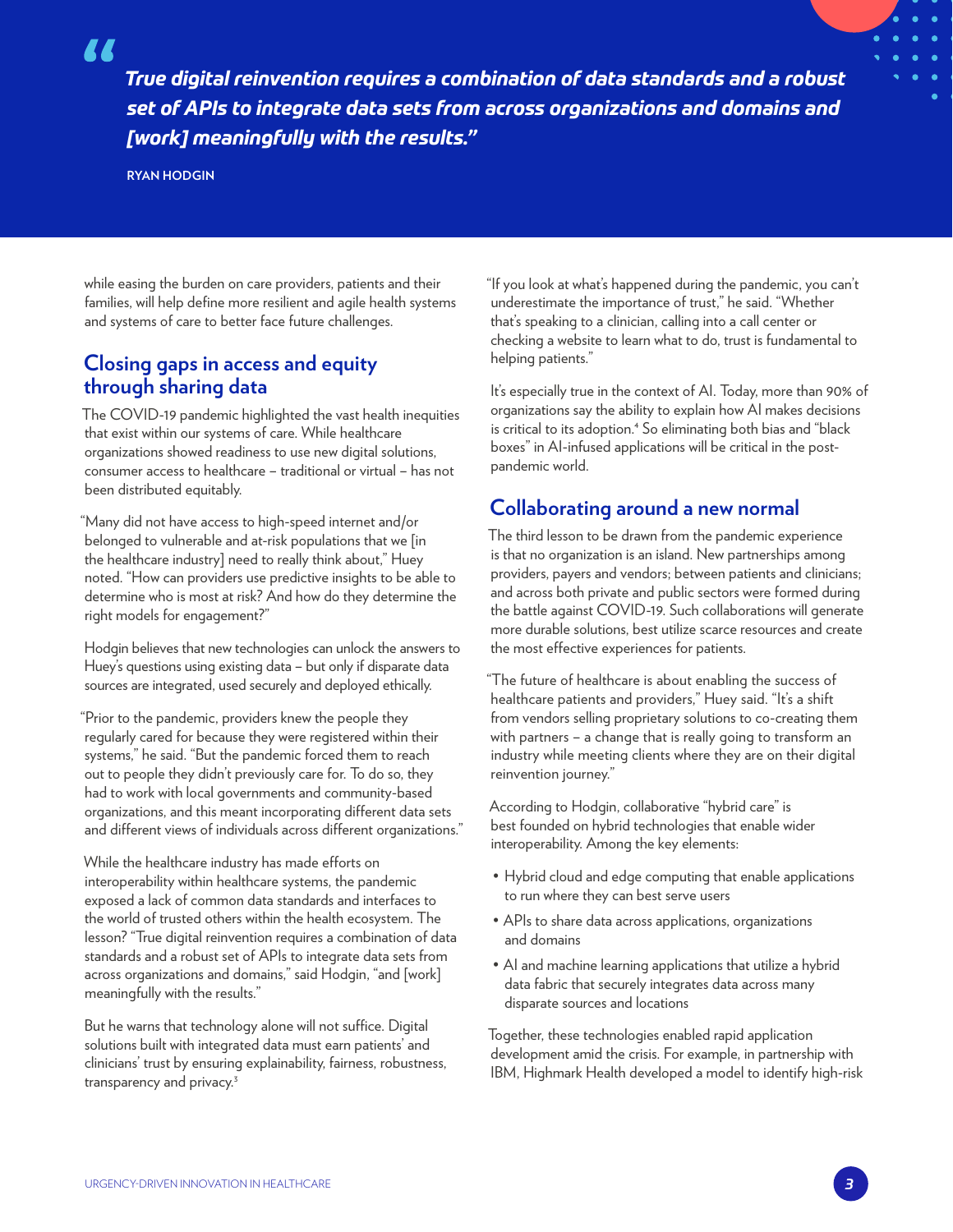> ***True digital reinvention requires a combination of data standards and a robust set of APIs to integrate data sets from across organizations and domains and [work] meaningfully with the results."***
>
> **RYAN HODGIN**

while easing the burden on care providers, patients and their families, will help define more resilient and agile health systems and systems of care to better face future challenges.

## Closing gaps in access and equity through sharing data

The COVID-19 pandemic highlighted the vast health inequities that exist within our systems of care. While healthcare organizations showed readiness to use new digital solutions, consumer access to healthcare – traditional or virtual – has not been distributed equitably.

"Many did not have access to high-speed internet and/or belonged to vulnerable and at-risk populations that we [in the healthcare industry] need to really think about," Huey noted. "How can providers use predictive insights to be able to determine who is most at risk? And how do they determine the right models for engagement?"

Hodgin believes that new technologies can unlock the answers to Huey's questions using existing data – but only if disparate data sources are integrated, used securely and deployed ethically.

"Prior to the pandemic, providers knew the people they regularly cared for because they were registered within their systems," he said. "But the pandemic forced them to reach out to people they didn't previously care for. To do so, they had to work with local governments and community-based organizations, and this meant incorporating different data sets and different views of individuals across different organizations."

While the healthcare industry has made efforts on interoperability within healthcare systems, the pandemic exposed a lack of common data standards and interfaces to the world of trusted others within the health ecosystem. The lesson? "True digital reinvention requires a combination of data standards and a robust set of APIs to integrate data sets from across organizations and domains," said Hodgin, "and [work] meaningfully with the results."

But he warns that technology alone will not suffice. Digital solutions built with integrated data must earn patients' and clinicians' trust by ensuring explainability, fairness, robustness, transparency and privacy.[3]

"If you look at what's happened during the pandemic, you can't underestimate the importance of trust," he said. "Whether that's speaking to a clinician, calling into a call center or checking a website to learn what to do, trust is fundamental to helping patients."

It's especially true in the context of AI. Today, more than 90% of organizations say the ability to explain how AI makes decisions is critical to its adoption.[4] So eliminating both bias and "black boxes" in AI-infused applications will be critical in the post-pandemic world.

## Collaborating around a new normal

The third lesson to be drawn from the pandemic experience is that no organization is an island. New partnerships among providers, payers and vendors; between patients and clinicians; and across both private and public sectors were formed during the battle against COVID-19. Such collaborations will generate more durable solutions, best utilize scarce resources and create the most effective experiences for patients.

"The future of healthcare is about enabling the success of healthcare patients and providers," Huey said. "It's a shift from vendors selling proprietary solutions to co-creating them with partners – a change that is really going to transform an industry while meeting clients where they are on their digital reinvention journey."

According to Hodgin, collaborative "hybrid care" is best founded on hybrid technologies that enable wider interoperability. Among the key elements:

- Hybrid cloud and edge computing that enable applications to run where they can best serve users
- APIs to share data across applications, organizations and domains
- AI and machine learning applications that utilize a hybrid data fabric that securely integrates data across many disparate sources and locations

Together, these technologies enabled rapid application development amid the crisis. For example, in partnership with IBM, Highmark Health developed a model to identify high-risk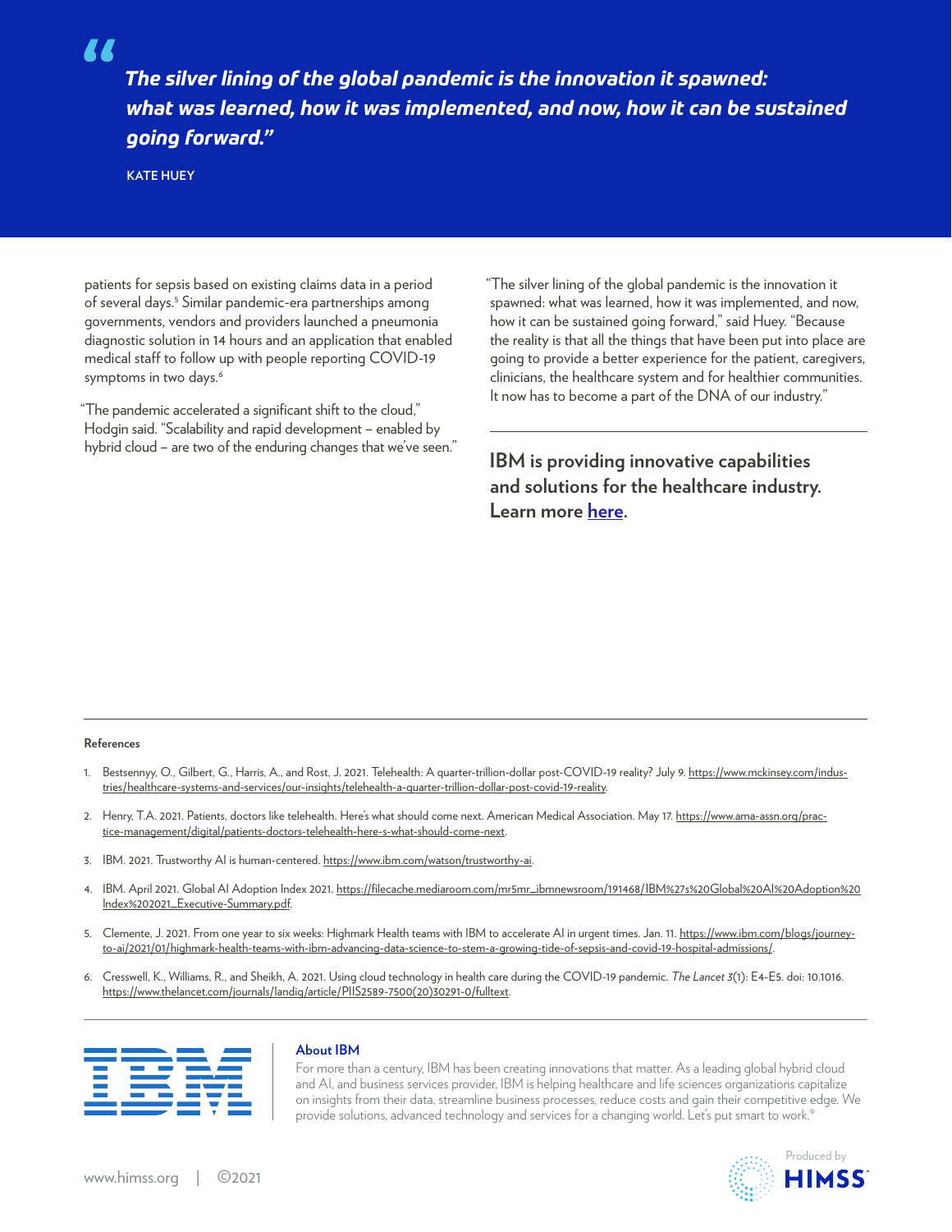> *The silver lining of the global pandemic is the innovation it spawned: what was learned, how it was implemented, and now, how it can be sustained going forward."*
>
> **KATE HUEY**

patients for sepsis based on existing claims data in a period of several days.[5] Similar pandemic-era partnerships among governments, vendors and providers launched a pneumonia diagnostic solution in 14 hours and an application that enabled medical staff to follow up with people reporting COVID-19 symptoms in two days.[6]

"The pandemic accelerated a significant shift to the cloud," Hodgin said. "Scalability and rapid development – enabled by hybrid cloud – are two of the enduring changes that we've seen."

"The silver lining of the global pandemic is the innovation it spawned: what was learned, how it was implemented, and now, how it can be sustained going forward," said Huey. "Because the reality is that all the things that have been put into place are going to provide a better experience for the patient, caregivers, clinicians, the healthcare system and for healthier communities. It now has to become a part of the DNA of our industry."

---

**IBM is providing innovative capabilities and solutions for the healthcare industry. Learn more here.**

---

#### References

1. Bestsennyy, O., Gilbert, G., Harris, A., and Rost, J. 2021. Telehealth: A quarter-trillion-dollar post-COVID-19 reality? July 9. https://www.mckinsey.com/industries/healthcare-systems-and-services/our-insights/telehealth-a-quarter-trillion-dollar-post-covid-19-reality.
2. Henry, T.A. 2021. Patients, doctors like telehealth. Here's what should come next. American Medical Association. May 17. https://www.ama-assn.org/practice-management/digital/patients-doctors-telehealth-here-s-what-should-come-next.
3. IBM. 2021. Trustworthy AI is human-centered. https://www.ibm.com/watson/trustworthy-ai.
4. IBM. April 2021. Global AI Adoption Index 2021. https://filecache.mediaroom.com/mr5mr_ibmnewsroom/191468/IBM%27s%20Global%20AI%20Adoption%20Index%202021_Executive-Summary.pdf.
5. Clemente, J. 2021. From one year to six weeks: Highmark Health teams with IBM to accelerate AI in urgent times. Jan. 11. https://www.ibm.com/blogs/journey-to-ai/2021/01/highmark-health-teams-with-ibm-advancing-data-science-to-stem-a-growing-tide-of-sepsis-and-covid-19-hospital-admissions/.
6. Cresswell, K., Williams, R., and Sheikh, A. 2021. Using cloud technology in health care during the COVID-19 pandemic. *The Lancet 3*(1): E4-E5. doi: 10.1016. https://www.thelancet.com/journals/landig/article/PIIS2589-7500(20)30291-0/fulltext.

---

**About IBM**

For more than a century, IBM has been creating innovations that matter. As a leading global hybrid cloud and AI, and business services provider, IBM is helping healthcare and life sciences organizations capitalize on insights from their data, streamline business processes, reduce costs and gain their competitive edge. We provide solutions, advanced technology and services for a changing world. Let's put smart to work.®

www.himss.org | ©2021

Produced by HIMSS